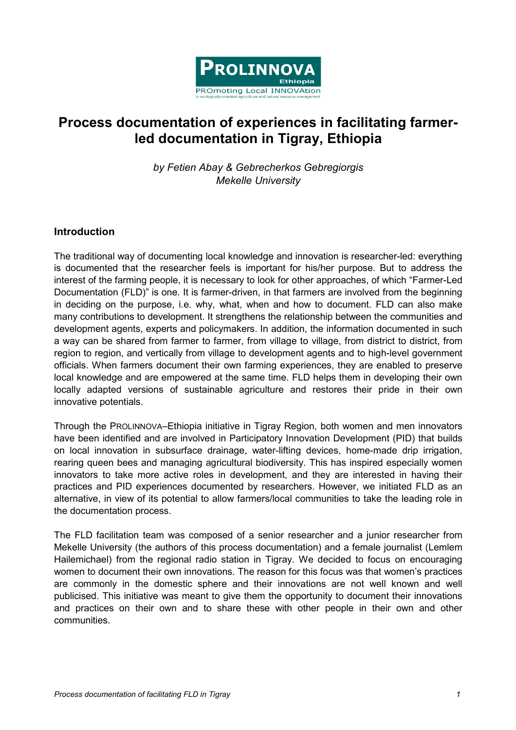PROLINNOVA
Ethiopia
PROmoting Local INNOVAtion
in ecologically-oriented agriculture and natural resource management

# Process documentation of experiences in facilitating farmer-led documentation in Tigray, Ethiopia

*by Fetien Abay & Gebrecherkos Gebregiorgis*
*Mekelle University*

## Introduction

The traditional way of documenting local knowledge and innovation is researcher-led: everything is documented that the researcher feels is important for his/her purpose. But to address the interest of the farming people, it is necessary to look for other approaches, of which "Farmer-Led Documentation (FLD)" is one. It is farmer-driven, in that farmers are involved from the beginning in deciding on the purpose, i.e. why, what, when and how to document. FLD can also make many contributions to development. It strengthens the relationship between the communities and development agents, experts and policymakers. In addition, the information documented in such a way can be shared from farmer to farmer, from village to village, from district to district, from region to region, and vertically from village to development agents and to high-level government officials. When farmers document their own farming experiences, they are enabled to preserve local knowledge and are empowered at the same time. FLD helps them in developing their own locally adapted versions of sustainable agriculture and restores their pride in their own innovative potentials.

Through the PROLINNOVA–Ethiopia initiative in Tigray Region, both women and men innovators have been identified and are involved in Participatory Innovation Development (PID) that builds on local innovation in subsurface drainage, water-lifting devices, home-made drip irrigation, rearing queen bees and managing agricultural biodiversity. This has inspired especially women innovators to take more active roles in development, and they are interested in having their practices and PID experiences documented by researchers. However, we initiated FLD as an alternative, in view of its potential to allow farmers/local communities to take the leading role in the documentation process.

The FLD facilitation team was composed of a senior researcher and a junior researcher from Mekelle University (the authors of this process documentation) and a female journalist (Lemlem Hailemichael) from the regional radio station in Tigray. We decided to focus on encouraging women to document their own innovations. The reason for this focus was that women's practices are commonly in the domestic sphere and their innovations are not well known and well publicised. This initiative was meant to give them the opportunity to document their innovations and practices on their own and to share these with other people in their own and other communities.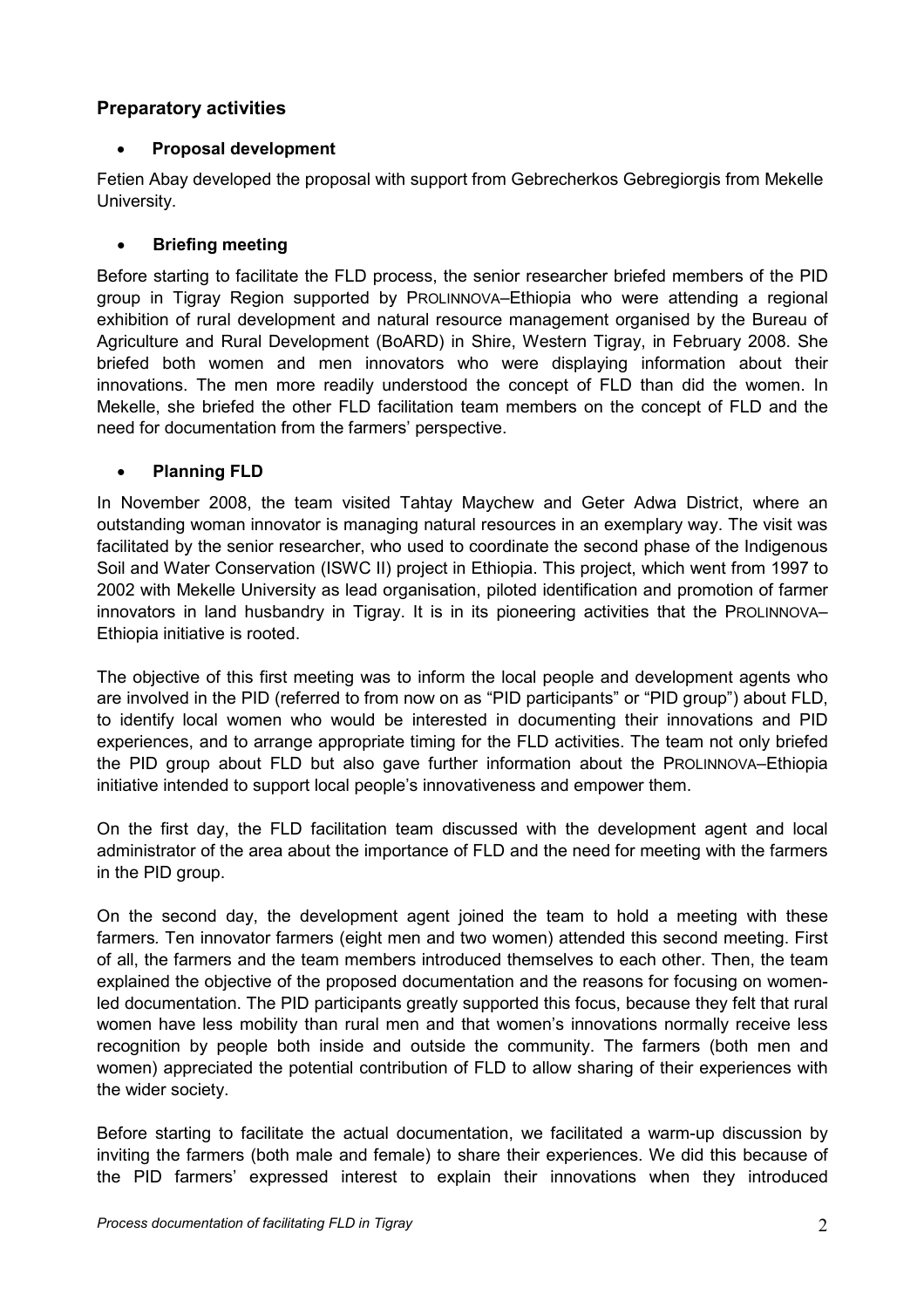## Preparatory activities

- **Proposal development**

Fetien Abay developed the proposal with support from Gebrecherkos Gebregiorgis from Mekelle University.

- **Briefing meeting**

Before starting to facilitate the FLD process, the senior researcher briefed members of the PID group in Tigray Region supported by PROLINNOVA–Ethiopia who were attending a regional exhibition of rural development and natural resource management organised by the Bureau of Agriculture and Rural Development (BoARD) in Shire, Western Tigray, in February 2008. She briefed both women and men innovators who were displaying information about their innovations. The men more readily understood the concept of FLD than did the women. In Mekelle, she briefed the other FLD facilitation team members on the concept of FLD and the need for documentation from the farmers' perspective.

- **Planning FLD**

In November 2008, the team visited Tahtay Maychew and Geter Adwa District, where an outstanding woman innovator is managing natural resources in an exemplary way. The visit was facilitated by the senior researcher, who used to coordinate the second phase of the Indigenous Soil and Water Conservation (ISWC II) project in Ethiopia. This project, which went from 1997 to 2002 with Mekelle University as lead organisation, piloted identification and promotion of farmer innovators in land husbandry in Tigray. It is in its pioneering activities that the PROLINNOVA–Ethiopia initiative is rooted.

The objective of this first meeting was to inform the local people and development agents who are involved in the PID (referred to from now on as "PID participants" or "PID group") about FLD, to identify local women who would be interested in documenting their innovations and PID experiences, and to arrange appropriate timing for the FLD activities. The team not only briefed the PID group about FLD but also gave further information about the PROLINNOVA–Ethiopia initiative intended to support local people's innovativeness and empower them.

On the first day, the FLD facilitation team discussed with the development agent and local administrator of the area about the importance of FLD and the need for meeting with the farmers in the PID group.

On the second day, the development agent joined the team to hold a meeting with these farmers. Ten innovator farmers (eight men and two women) attended this second meeting. First of all, the farmers and the team members introduced themselves to each other. Then, the team explained the objective of the proposed documentation and the reasons for focusing on women-led documentation. The PID participants greatly supported this focus, because they felt that rural women have less mobility than rural men and that women's innovations normally receive less recognition by people both inside and outside the community. The farmers (both men and women) appreciated the potential contribution of FLD to allow sharing of their experiences with the wider society.

Before starting to facilitate the actual documentation, we facilitated a warm-up discussion by inviting the farmers (both male and female) to share their experiences. We did this because of the PID farmers' expressed interest to explain their innovations when they introduced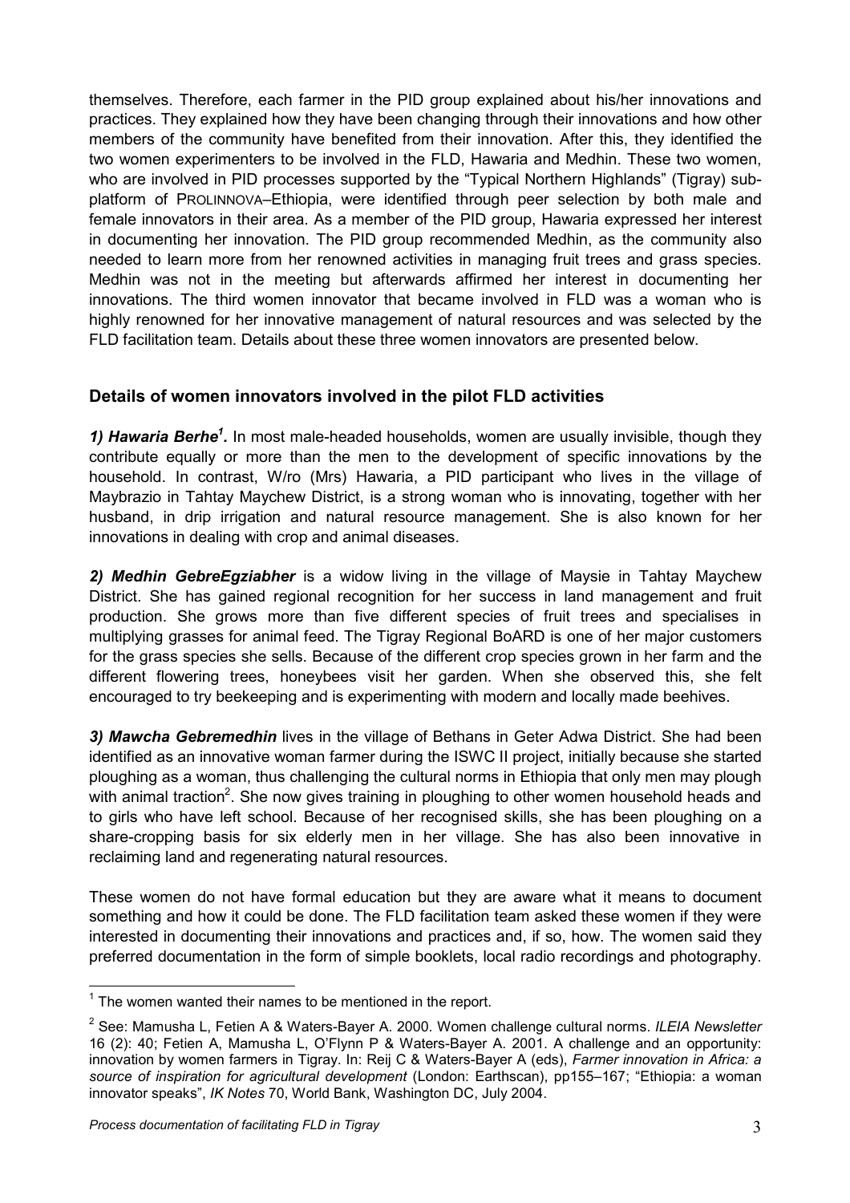themselves. Therefore, each farmer in the PID group explained about his/her innovations and practices. They explained how they have been changing through their innovations and how other members of the community have benefited from their innovation. After this, they identified the two women experimenters to be involved in the FLD, Hawaria and Medhin. These two women, who are involved in PID processes supported by the "Typical Northern Highlands" (Tigray) sub-platform of PROLINNOVA–Ethiopia, were identified through peer selection by both male and female innovators in their area. As a member of the PID group, Hawaria expressed her interest in documenting her innovation. The PID group recommended Medhin, as the community also needed to learn more from her renowned activities in managing fruit trees and grass species. Medhin was not in the meeting but afterwards affirmed her interest in documenting her innovations. The third women innovator that became involved in FLD was a woman who is highly renowned for her innovative management of natural resources and was selected by the FLD facilitation team. Details about these three women innovators are presented below.

## Details of women innovators involved in the pilot FLD activities

***1) Hawaria Berhe[1].*** In most male-headed households, women are usually invisible, though they contribute equally or more than the men to the development of specific innovations by the household. In contrast, W/ro (Mrs) Hawaria, a PID participant who lives in the village of Maybrazio in Tahtay Maychew District, is a strong woman who is innovating, together with her husband, in drip irrigation and natural resource management. She is also known for her innovations in dealing with crop and animal diseases.

***2) Medhin GebreEgziabher*** is a widow living in the village of Maysie in Tahtay Maychew District. She has gained regional recognition for her success in land management and fruit production. She grows more than five different species of fruit trees and specialises in multiplying grasses for animal feed. The Tigray Regional BoARD is one of her major customers for the grass species she sells. Because of the different crop species grown in her farm and the different flowering trees, honeybees visit her garden. When she observed this, she felt encouraged to try beekeeping and is experimenting with modern and locally made beehives.

***3) Mawcha Gebremedhin*** lives in the village of Bethans in Geter Adwa District. She had been identified as an innovative woman farmer during the ISWC II project, initially because she started ploughing as a woman, thus challenging the cultural norms in Ethiopia that only men may plough with animal traction[2]. She now gives training in ploughing to other women household heads and to girls who have left school. Because of her recognised skills, she has been ploughing on a share-cropping basis for six elderly men in her village. She has also been innovative in reclaiming land and regenerating natural resources.

These women do not have formal education but they are aware what it means to document something and how it could be done. The FLD facilitation team asked these women if they were interested in documenting their innovations and practices and, if so, how. The women said they preferred documentation in the form of simple booklets, local radio recordings and photography.

---

[1] The women wanted their names to be mentioned in the report.

[2] See: Mamusha L, Fetien A & Waters-Bayer A. 2000. Women challenge cultural norms. *ILEIA Newsletter* 16 (2): 40; Fetien A, Mamusha L, O'Flynn P & Waters-Bayer A. 2001. A challenge and an opportunity: innovation by women farmers in Tigray. In: Reij C & Waters-Bayer A (eds), *Farmer innovation in Africa: a source of inspiration for agricultural development* (London: Earthscan), pp155–167; "Ethiopia: a woman innovator speaks", *IK Notes* 70, World Bank, Washington DC, July 2004.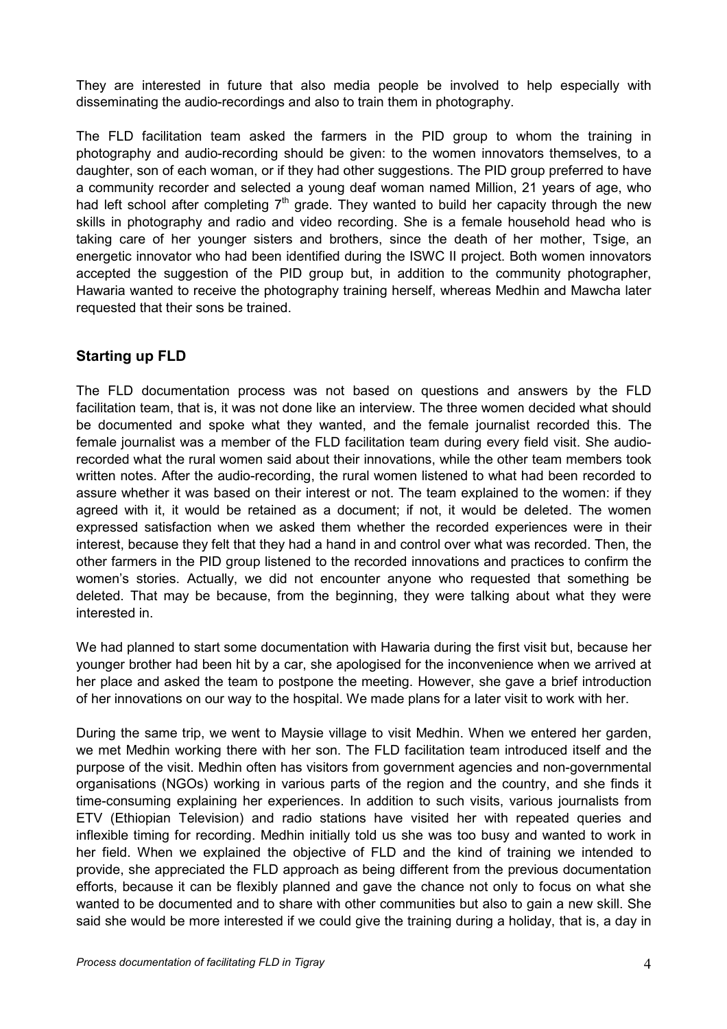They are interested in future that also media people be involved to help especially with disseminating the audio-recordings and also to train them in photography.

The FLD facilitation team asked the farmers in the PID group to whom the training in photography and audio-recording should be given: to the women innovators themselves, to a daughter, son of each woman, or if they had other suggestions. The PID group preferred to have a community recorder and selected a young deaf woman named Million, 21 years of age, who had left school after completing 7th grade. They wanted to build her capacity through the new skills in photography and radio and video recording. She is a female household head who is taking care of her younger sisters and brothers, since the death of her mother, Tsige, an energetic innovator who had been identified during the ISWC II project. Both women innovators accepted the suggestion of the PID group but, in addition to the community photographer, Hawaria wanted to receive the photography training herself, whereas Medhin and Mawcha later requested that their sons be trained.

## Starting up FLD

The FLD documentation process was not based on questions and answers by the FLD facilitation team, that is, it was not done like an interview. The three women decided what should be documented and spoke what they wanted, and the female journalist recorded this. The female journalist was a member of the FLD facilitation team during every field visit. She audio-recorded what the rural women said about their innovations, while the other team members took written notes. After the audio-recording, the rural women listened to what had been recorded to assure whether it was based on their interest or not. The team explained to the women: if they agreed with it, it would be retained as a document; if not, it would be deleted. The women expressed satisfaction when we asked them whether the recorded experiences were in their interest, because they felt that they had a hand in and control over what was recorded. Then, the other farmers in the PID group listened to the recorded innovations and practices to confirm the women's stories. Actually, we did not encounter anyone who requested that something be deleted. That may be because, from the beginning, they were talking about what they were interested in.

We had planned to start some documentation with Hawaria during the first visit but, because her younger brother had been hit by a car, she apologised for the inconvenience when we arrived at her place and asked the team to postpone the meeting. However, she gave a brief introduction of her innovations on our way to the hospital. We made plans for a later visit to work with her.

During the same trip, we went to Maysie village to visit Medhin. When we entered her garden, we met Medhin working there with her son. The FLD facilitation team introduced itself and the purpose of the visit. Medhin often has visitors from government agencies and non-governmental organisations (NGOs) working in various parts of the region and the country, and she finds it time-consuming explaining her experiences. In addition to such visits, various journalists from ETV (Ethiopian Television) and radio stations have visited her with repeated queries and inflexible timing for recording. Medhin initially told us she was too busy and wanted to work in her field. When we explained the objective of FLD and the kind of training we intended to provide, she appreciated the FLD approach as being different from the previous documentation efforts, because it can be flexibly planned and gave the chance not only to focus on what she wanted to be documented and to share with other communities but also to gain a new skill. She said she would be more interested if we could give the training during a holiday, that is, a day in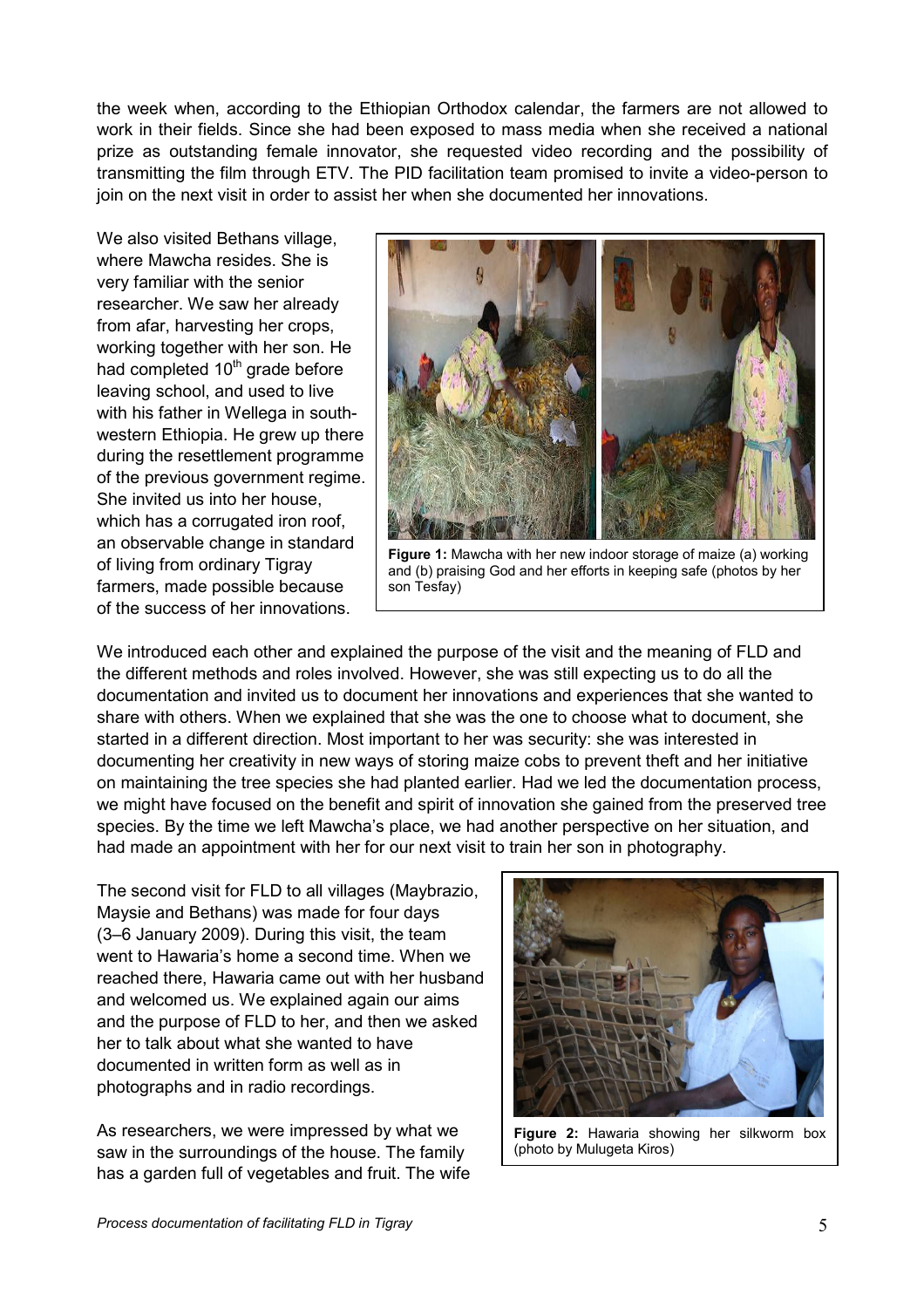the week when, according to the Ethiopian Orthodox calendar, the farmers are not allowed to work in their fields. Since she had been exposed to mass media when she received a national prize as outstanding female innovator, she requested video recording and the possibility of transmitting the film through ETV. The PID facilitation team promised to invite a video-person to join on the next visit in order to assist her when she documented her innovations.

We also visited Bethans village, where Mawcha resides. She is very familiar with the senior researcher. We saw her already from afar, harvesting her crops, working together with her son. He had completed 10th grade before leaving school, and used to live with his father in Wellega in south-western Ethiopia. He grew up there during the resettlement programme of the previous government regime. She invited us into her house, which has a corrugated iron roof, an observable change in standard of living from ordinary Tigray farmers, made possible because of the success of her innovations.

**Figure 1:** Mawcha with her new indoor storage of maize (a) working and (b) praising God and her efforts in keeping safe (photos by her son Tesfay)

We introduced each other and explained the purpose of the visit and the meaning of FLD and the different methods and roles involved. However, she was still expecting us to do all the documentation and invited us to document her innovations and experiences that she wanted to share with others. When we explained that she was the one to choose what to document, she started in a different direction. Most important to her was security: she was interested in documenting her creativity in new ways of storing maize cobs to prevent theft and her initiative on maintaining the tree species she had planted earlier. Had we led the documentation process, we might have focused on the benefit and spirit of innovation she gained from the preserved tree species. By the time we left Mawcha's place, we had another perspective on her situation, and had made an appointment with her for our next visit to train her son in photography.

The second visit for FLD to all villages (Maybrazio, Maysie and Bethans) was made for four days (3–6 January 2009). During this visit, the team went to Hawaria's home a second time. When we reached there, Hawaria came out with her husband and welcomed us. We explained again our aims and the purpose of FLD to her, and then we asked her to talk about what she wanted to have documented in written form as well as in photographs and in radio recordings.

**Figure 2:** Hawaria showing her silkworm box (photo by Mulugeta Kiros)

As researchers, we were impressed by what we saw in the surroundings of the house. The family has a garden full of vegetables and fruit. The wife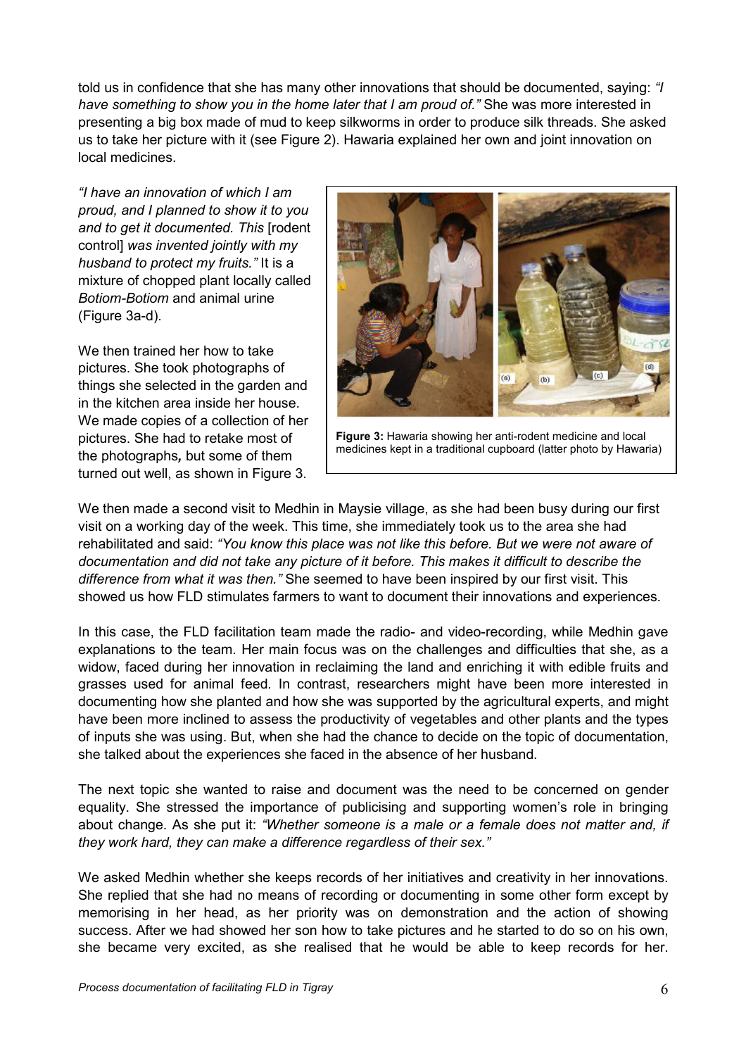told us in confidence that she has many other innovations that should be documented, saying: *"I have something to show you in the home later that I am proud of."* She was more interested in presenting a big box made of mud to keep silkworms in order to produce silk threads. She asked us to take her picture with it (see Figure 2). Hawaria explained her own and joint innovation on local medicines.

*"I have an innovation of which I am proud, and I planned to show it to you and to get it documented. This* [rodent control] *was invented jointly with my husband to protect my fruits."* It is a mixture of chopped plant locally called *Botiom-Botiom* and animal urine (Figure 3a-d).

We then trained her how to take pictures. She took photographs of things she selected in the garden and in the kitchen area inside her house. We made copies of a collection of her pictures. She had to retake most of the photographs**,** but some of them turned out well, as shown in Figure 3.

**Figure 3:** Hawaria showing her anti-rodent medicine and local medicines kept in a traditional cupboard (latter photo by Hawaria)

We then made a second visit to Medhin in Maysie village, as she had been busy during our first visit on a working day of the week. This time, she immediately took us to the area she had rehabilitated and said: *"You know this place was not like this before. But we were not aware of documentation and did not take any picture of it before. This makes it difficult to describe the difference from what it was then."* She seemed to have been inspired by our first visit. This showed us how FLD stimulates farmers to want to document their innovations and experiences.

In this case, the FLD facilitation team made the radio- and video-recording, while Medhin gave explanations to the team. Her main focus was on the challenges and difficulties that she, as a widow, faced during her innovation in reclaiming the land and enriching it with edible fruits and grasses used for animal feed. In contrast, researchers might have been more interested in documenting how she planted and how she was supported by the agricultural experts, and might have been more inclined to assess the productivity of vegetables and other plants and the types of inputs she was using. But, when she had the chance to decide on the topic of documentation, she talked about the experiences she faced in the absence of her husband.

The next topic she wanted to raise and document was the need to be concerned on gender equality. She stressed the importance of publicising and supporting women's role in bringing about change. As she put it: *"Whether someone is a male or a female does not matter and, if they work hard, they can make a difference regardless of their sex."*

We asked Medhin whether she keeps records of her initiatives and creativity in her innovations. She replied that she had no means of recording or documenting in some other form except by memorising in her head, as her priority was on demonstration and the action of showing success. After we had showed her son how to take pictures and he started to do so on his own, she became very excited, as she realised that he would be able to keep records for her.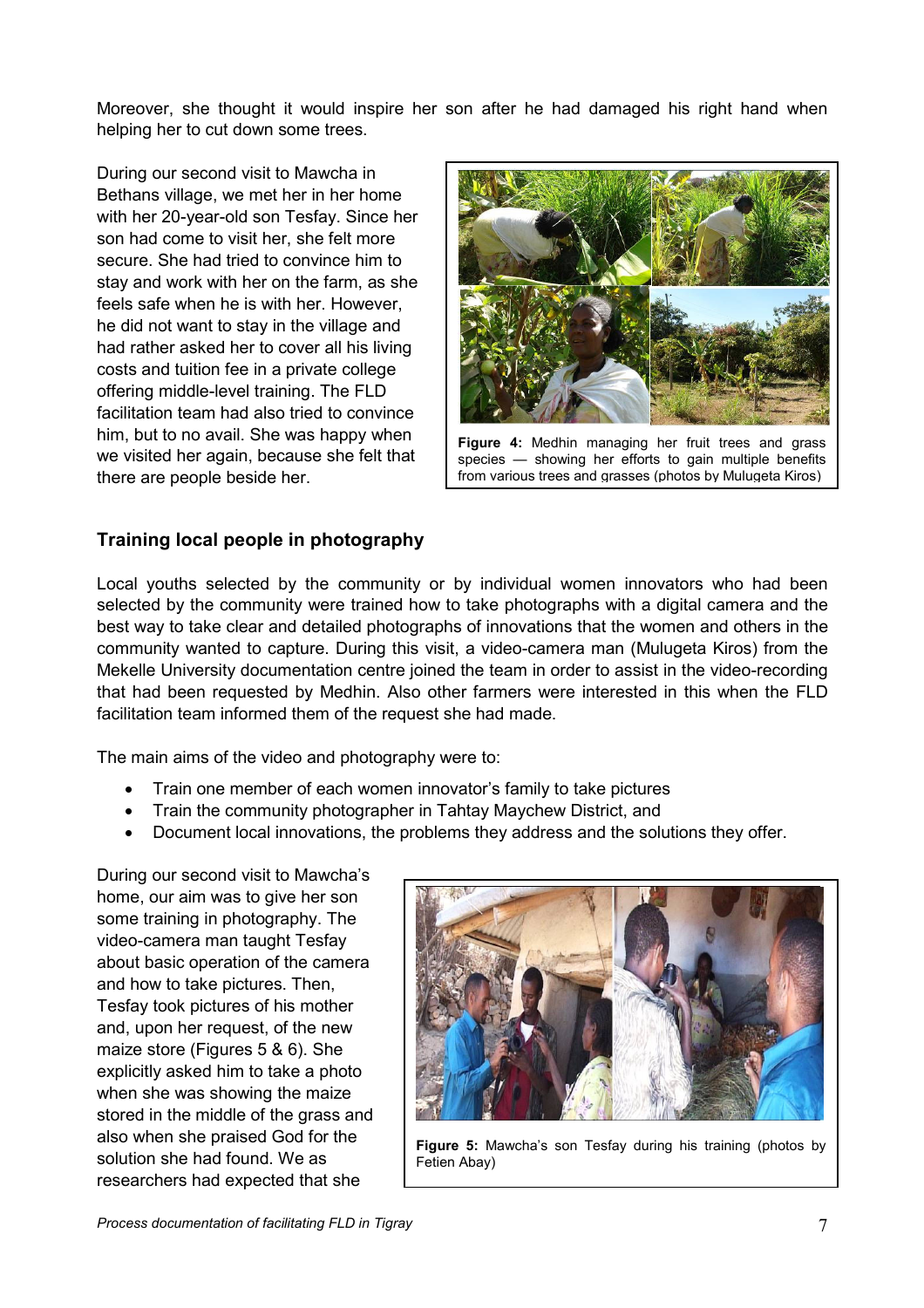Moreover, she thought it would inspire her son after he had damaged his right hand when helping her to cut down some trees.

During our second visit to Mawcha in Bethans village, we met her in her home with her 20-year-old son Tesfay. Since her son had come to visit her, she felt more secure. She had tried to convince him to stay and work with her on the farm, as she feels safe when he is with her. However, he did not want to stay in the village and had rather asked her to cover all his living costs and tuition fee in a private college offering middle-level training. The FLD facilitation team had also tried to convince him, but to no avail. She was happy when we visited her again, because she felt that there are people beside her.

**Figure 4:** Medhin managing her fruit trees and grass species — showing her efforts to gain multiple benefits from various trees and grasses (photos by Mulugeta Kiros)

## Training local people in photography

Local youths selected by the community or by individual women innovators who had been selected by the community were trained how to take photographs with a digital camera and the best way to take clear and detailed photographs of innovations that the women and others in the community wanted to capture. During this visit, a video-camera man (Mulugeta Kiros) from the Mekelle University documentation centre joined the team in order to assist in the video-recording that had been requested by Medhin. Also other farmers were interested in this when the FLD facilitation team informed them of the request she had made.

The main aims of the video and photography were to:

- Train one member of each women innovator's family to take pictures
- Train the community photographer in Tahtay Maychew District, and
- Document local innovations, the problems they address and the solutions they offer.

During our second visit to Mawcha's home, our aim was to give her son some training in photography. The video-camera man taught Tesfay about basic operation of the camera and how to take pictures. Then, Tesfay took pictures of his mother and, upon her request, of the new maize store (Figures 5 & 6). She explicitly asked him to take a photo when she was showing the maize stored in the middle of the grass and also when she praised God for the solution she had found. We as researchers had expected that she

**Figure 5:** Mawcha's son Tesfay during his training (photos by Fetien Abay)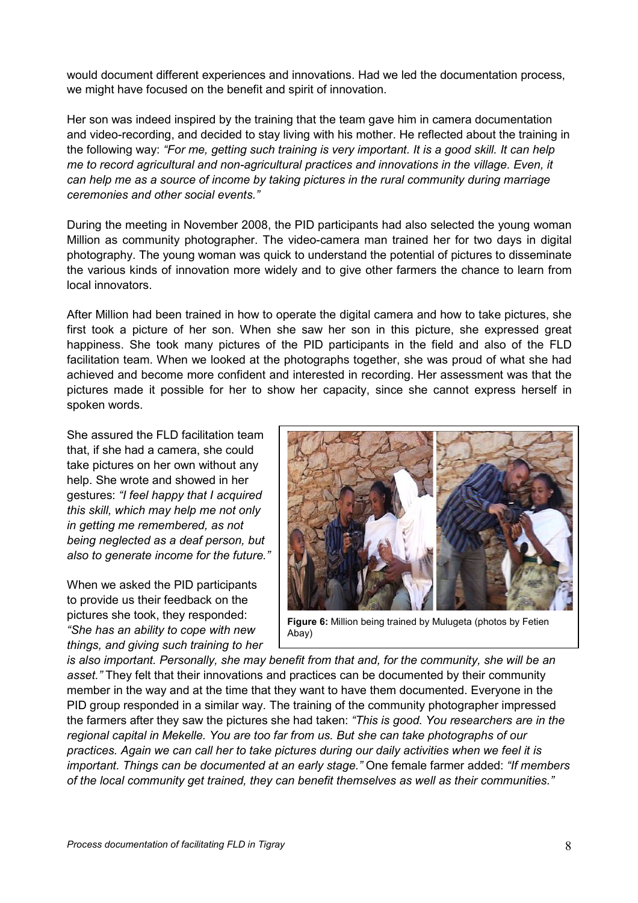would document different experiences and innovations. Had we led the documentation process, we might have focused on the benefit and spirit of innovation.

Her son was indeed inspired by the training that the team gave him in camera documentation and video-recording, and decided to stay living with his mother. He reflected about the training in the following way: *"For me, getting such training is very important. It is a good skill. It can help me to record agricultural and non-agricultural practices and innovations in the village. Even, it can help me as a source of income by taking pictures in the rural community during marriage ceremonies and other social events."*

During the meeting in November 2008, the PID participants had also selected the young woman Million as community photographer. The video-camera man trained her for two days in digital photography. The young woman was quick to understand the potential of pictures to disseminate the various kinds of innovation more widely and to give other farmers the chance to learn from local innovators.

After Million had been trained in how to operate the digital camera and how to take pictures, she first took a picture of her son. When she saw her son in this picture, she expressed great happiness. She took many pictures of the PID participants in the field and also of the FLD facilitation team. When we looked at the photographs together, she was proud of what she had achieved and become more confident and interested in recording. Her assessment was that the pictures made it possible for her to show her capacity, since she cannot express herself in spoken words.

She assured the FLD facilitation team that, if she had a camera, she could take pictures on her own without any help. She wrote and showed in her gestures: *"I feel happy that I acquired this skill, which may help me not only in getting me remembered, as not being neglected as a deaf person, but also to generate income for the future."*

**Figure 6:** Million being trained by Mulugeta (photos by Fetien Abay)

When we asked the PID participants to provide us their feedback on the pictures she took, they responded: *"She has an ability to cope with new things, and giving such training to her is also important. Personally, she may benefit from that and, for the community, she will be an asset."* They felt that their innovations and practices can be documented by their community member in the way and at the time that they want to have them documented. Everyone in the PID group responded in a similar way. The training of the community photographer impressed the farmers after they saw the pictures she had taken: *"This is good. You researchers are in the regional capital in Mekelle. You are too far from us. But she can take photographs of our practices. Again we can call her to take pictures during our daily activities when we feel it is important. Things can be documented at an early stage."* One female farmer added: *"If members of the local community get trained, they can benefit themselves as well as their communities."*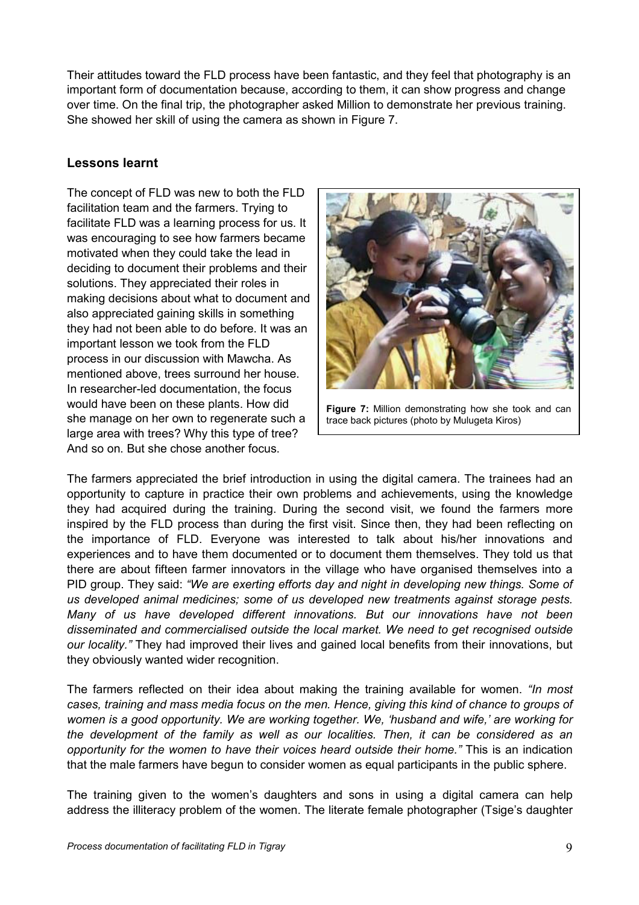Their attitudes toward the FLD process have been fantastic, and they feel that photography is an important form of documentation because, according to them, it can show progress and change over time. On the final trip, the photographer asked Million to demonstrate her previous training. She showed her skill of using the camera as shown in Figure 7.

## Lessons learnt

The concept of FLD was new to both the FLD facilitation team and the farmers. Trying to facilitate FLD was a learning process for us. It was encouraging to see how farmers became motivated when they could take the lead in deciding to document their problems and their solutions. They appreciated their roles in making decisions about what to document and also appreciated gaining skills in something they had not been able to do before. It was an important lesson we took from the FLD process in our discussion with Mawcha. As mentioned above, trees surround her house. In researcher-led documentation, the focus would have been on these plants. How did she manage on her own to regenerate such a large area with trees? Why this type of tree? And so on. But she chose another focus.

**Figure 7:** Million demonstrating how she took and can trace back pictures (photo by Mulugeta Kiros)

The farmers appreciated the brief introduction in using the digital camera. The trainees had an opportunity to capture in practice their own problems and achievements, using the knowledge they had acquired during the training. During the second visit, we found the farmers more inspired by the FLD process than during the first visit. Since then, they had been reflecting on the importance of FLD. Everyone was interested to talk about his/her innovations and experiences and to have them documented or to document them themselves. They told us that there are about fifteen farmer innovators in the village who have organised themselves into a PID group. They said: *"We are exerting efforts day and night in developing new things. Some of us developed animal medicines; some of us developed new treatments against storage pests. Many of us have developed different innovations. But our innovations have not been disseminated and commercialised outside the local market. We need to get recognised outside our locality."* They had improved their lives and gained local benefits from their innovations, but they obviously wanted wider recognition.

The farmers reflected on their idea about making the training available for women. *"In most cases, training and mass media focus on the men. Hence, giving this kind of chance to groups of women is a good opportunity. We are working together. We, 'husband and wife,' are working for the development of the family as well as our localities. Then, it can be considered as an opportunity for the women to have their voices heard outside their home."* This is an indication that the male farmers have begun to consider women as equal participants in the public sphere.

The training given to the women's daughters and sons in using a digital camera can help address the illiteracy problem of the women. The literate female photographer (Tsige's daughter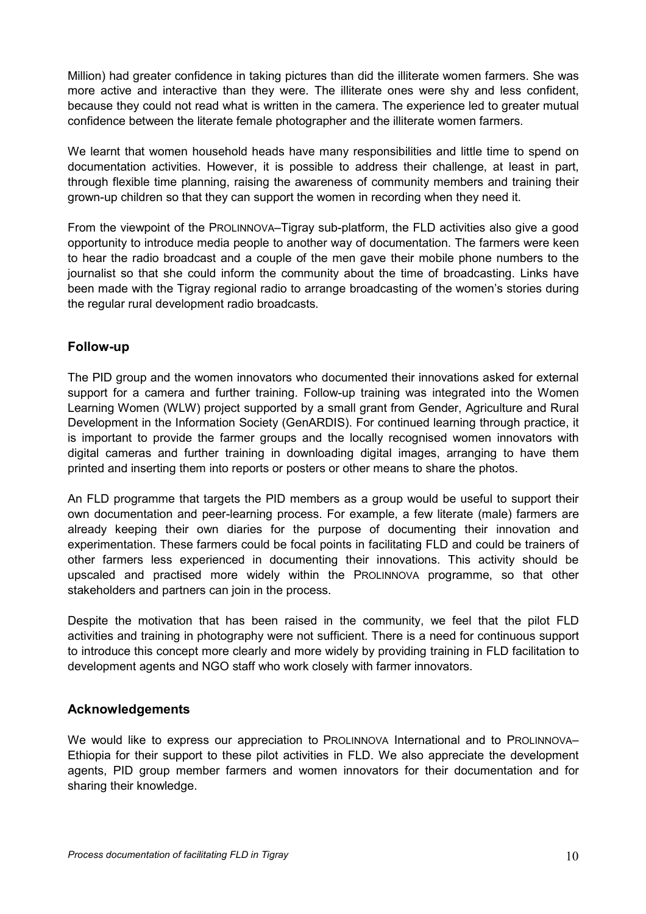Million) had greater confidence in taking pictures than did the illiterate women farmers. She was more active and interactive than they were. The illiterate ones were shy and less confident, because they could not read what is written in the camera. The experience led to greater mutual confidence between the literate female photographer and the illiterate women farmers.

We learnt that women household heads have many responsibilities and little time to spend on documentation activities. However, it is possible to address their challenge, at least in part, through flexible time planning, raising the awareness of community members and training their grown-up children so that they can support the women in recording when they need it.

From the viewpoint of the PROLINNOVA–Tigray sub-platform, the FLD activities also give a good opportunity to introduce media people to another way of documentation. The farmers were keen to hear the radio broadcast and a couple of the men gave their mobile phone numbers to the journalist so that she could inform the community about the time of broadcasting. Links have been made with the Tigray regional radio to arrange broadcasting of the women's stories during the regular rural development radio broadcasts.

## Follow-up

The PID group and the women innovators who documented their innovations asked for external support for a camera and further training. Follow-up training was integrated into the Women Learning Women (WLW) project supported by a small grant from Gender, Agriculture and Rural Development in the Information Society (GenARDIS). For continued learning through practice, it is important to provide the farmer groups and the locally recognised women innovators with digital cameras and further training in downloading digital images, arranging to have them printed and inserting them into reports or posters or other means to share the photos.

An FLD programme that targets the PID members as a group would be useful to support their own documentation and peer-learning process. For example, a few literate (male) farmers are already keeping their own diaries for the purpose of documenting their innovation and experimentation. These farmers could be focal points in facilitating FLD and could be trainers of other farmers less experienced in documenting their innovations. This activity should be upscaled and practised more widely within the PROLINNOVA programme, so that other stakeholders and partners can join in the process.

Despite the motivation that has been raised in the community, we feel that the pilot FLD activities and training in photography were not sufficient. There is a need for continuous support to introduce this concept more clearly and more widely by providing training in FLD facilitation to development agents and NGO staff who work closely with farmer innovators.

## Acknowledgements

We would like to express our appreciation to PROLINNOVA International and to PROLINNOVA–Ethiopia for their support to these pilot activities in FLD. We also appreciate the development agents, PID group member farmers and women innovators for their documentation and for sharing their knowledge.